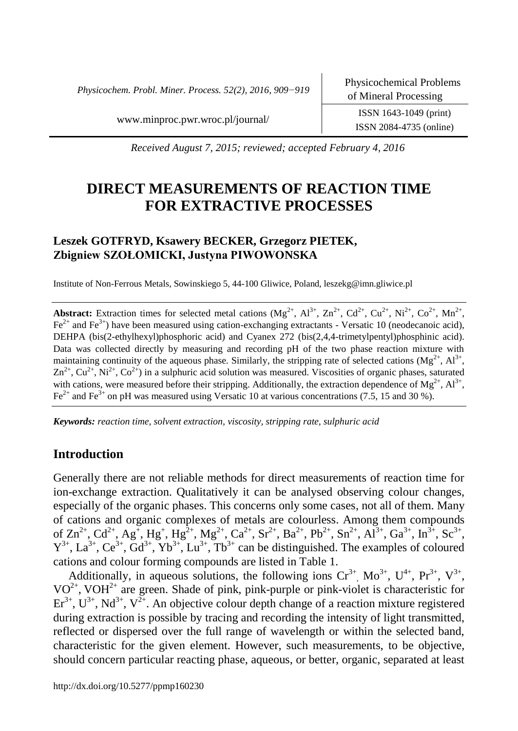*Received August 7, 2015; reviewed; accepted February 4, 2016*

# DIRECT MEASUREMENTS OF REACTION TIME FOR EXTRACTIVE PROCESSES

**Leszek GOTFRYD, Ksawery BECKER, Grzegorz PIETEK, Zbigniew SZOŁOMICKI, Justyna PIWOWONSKA**

Institute of Non-Ferrous Metals, Sowinskiego 5, 44-100 Gliwice, Poland, leszekg@imn.gliwice.pl

**Abstract:** Extraction times for selected metal cations ($Mg^{2+}$, $Al^{3+}$, $Zn^{2+}$, $Cd^{2+}$, $Cu^{2+}$, $Ni^{2+}$, $Co^{2+}$, $Mn^{2+}$, $Fe^{2+}$ and $Fe^{3+}$) have been measured using cation-exchanging extractants - Versatic 10 (neodecanoic acid), DEHPA (bis(2-ethylhexyl)phosphoric acid) and Cyanex 272 (bis(2,4,4-trimetylpentyl)phosphinic acid). Data was collected directly by measuring and recording pH of the two phase reaction mixture with maintaining continuity of the aqueous phase. Similarly, the stripping rate of selected cations ($Mg^{2+}$, $Al^{3+}$, $Zn^{2+}$, $Cu^{2+}$, $Ni^{2+}$, $Co^{2+}$) in a sulphuric acid solution was measured. Viscosities of organic phases, saturated with cations, were measured before their stripping. Additionally, the extraction dependence of $Mg^{2+}$, $Al^{3+}$, $Fe^{2+}$ and $Fe^{3+}$ on pH was measured using Versatic 10 at various concentrations (7.5, 15 and 30 %).

***Keywords:*** *reaction time, solvent extraction, viscosity, stripping rate, sulphuric acid*

## Introduction

Generally there are not reliable methods for direct measurements of reaction time for ion-exchange extraction. Qualitatively it can be analysed observing colour changes, especially of the organic phases. This concerns only some cases, not all of them. Many of cations and organic complexes of metals are colourless. Among them compounds of $Zn^{2+}$, $Cd^{2+}$, $Ag^{+}$, $Hg^{+}$, $Hg^{2+}$, $Mg^{2+}$, $Ca^{2+}$, $Sr^{2+}$, $Ba^{2+}$, $Pb^{2+}$, $Sn^{2+}$, $Al^{3+}$, $Ga^{3+}$, $In^{3+}$, $Sc^{3+}$, $Y^{3+}$, $La^{3+}$, $Ce^{3+}$, $Gd^{3+}$, $Yb^{3+}$, $Lu^{3+}$, $Tb^{3+}$ can be distinguished. The examples of coloured cations and colour forming compounds are listed in Table 1.

Additionally, in aqueous solutions, the following ions $Cr^{3+}$, $Mo^{3+}$, $U^{4+}$, $Pr^{3+}$, $V^{3+}$, $VO^{2+}$, $VOH^{2+}$ are green. Shade of pink, pink-purple or pink-violet is characteristic for $Er^{3+}$, $U^{3+}$, $Nd^{3+}$, $V^{2+}$. An objective colour depth change of a reaction mixture registered during extraction is possible by tracing and recording the intensity of light transmitted, reflected or dispersed over the full range of wavelength or within the selected band, characteristic for the given element. However, such measurements, to be objective, should concern particular reacting phase, aqueous, or better, organic, separated at least

http://dx.doi.org/10.5277/ppmp160230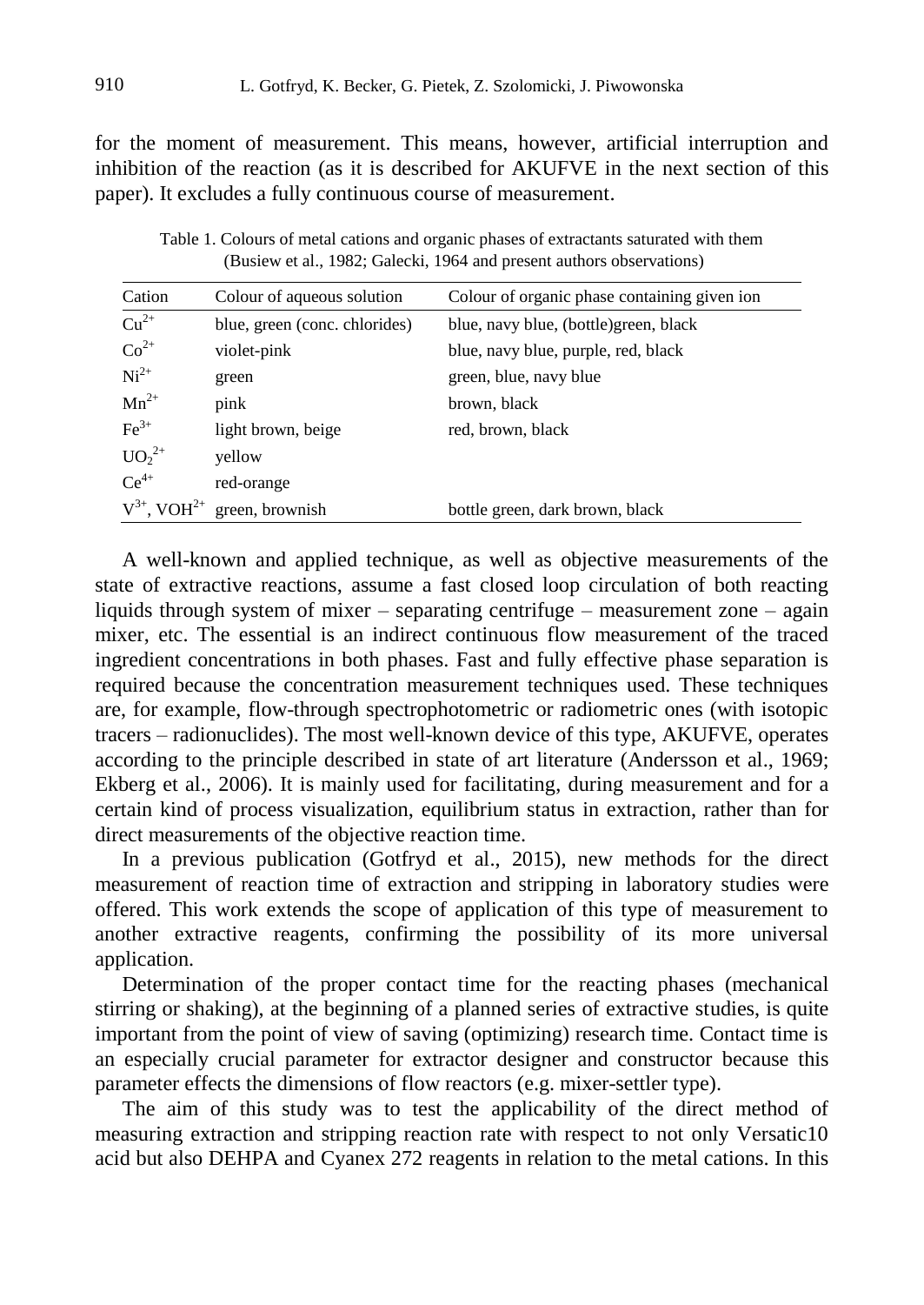for the moment of measurement. This means, however, artificial interruption and inhibition of the reaction (as it is described for AKUFVE in the next section of this paper). It excludes a fully continuous course of measurement.

Table 1. Colours of metal cations and organic phases of extractants saturated with them (Busiew et al., 1982; Galecki, 1964 and present authors observations)

| Cation | Colour of aqueous solution | Colour of organic phase containing given ion |
|---|---|---|
| $Cu^{2+}$ | blue, green (conc. chlorides) | blue, navy blue, (bottle)green, black |
| $Co^{2+}$ | violet-pink | blue, navy blue, purple, red, black |
| $Ni^{2+}$ | green | green, blue, navy blue |
| $Mn^{2+}$ | pink | brown, black |
| $Fe^{3+}$ | light brown, beige | red, brown, black |
| $UO_2^{2+}$ | yellow | |
| $Ce^{4+}$ | red-orange | |
| $V^{3+}$, $VOH^{2+}$ | green, brownish | bottle green, dark brown, black |

A well-known and applied technique, as well as objective measurements of the state of extractive reactions, assume a fast closed loop circulation of both reacting liquids through system of mixer – separating centrifuge – measurement zone – again mixer, etc. The essential is an indirect continuous flow measurement of the traced ingredient concentrations in both phases. Fast and fully effective phase separation is required because the concentration measurement techniques used. These techniques are, for example, flow-through spectrophotometric or radiometric ones (with isotopic tracers – radionuclides). The most well-known device of this type, AKUFVE, operates according to the principle described in state of art literature (Andersson et al., 1969; Ekberg et al., 2006). It is mainly used for facilitating, during measurement and for a certain kind of process visualization, equilibrium status in extraction, rather than for direct measurements of the objective reaction time.

In a previous publication (Gotfryd et al., 2015), new methods for the direct measurement of reaction time of extraction and stripping in laboratory studies were offered. This work extends the scope of application of this type of measurement to another extractive reagents, confirming the possibility of its more universal application.

Determination of the proper contact time for the reacting phases (mechanical stirring or shaking), at the beginning of a planned series of extractive studies, is quite important from the point of view of saving (optimizing) research time. Contact time is an especially crucial parameter for extractor designer and constructor because this parameter effects the dimensions of flow reactors (e.g. mixer-settler type).

The aim of this study was to test the applicability of the direct method of measuring extraction and stripping reaction rate with respect to not only Versatic10 acid but also DEHPA and Cyanex 272 reagents in relation to the metal cations. In this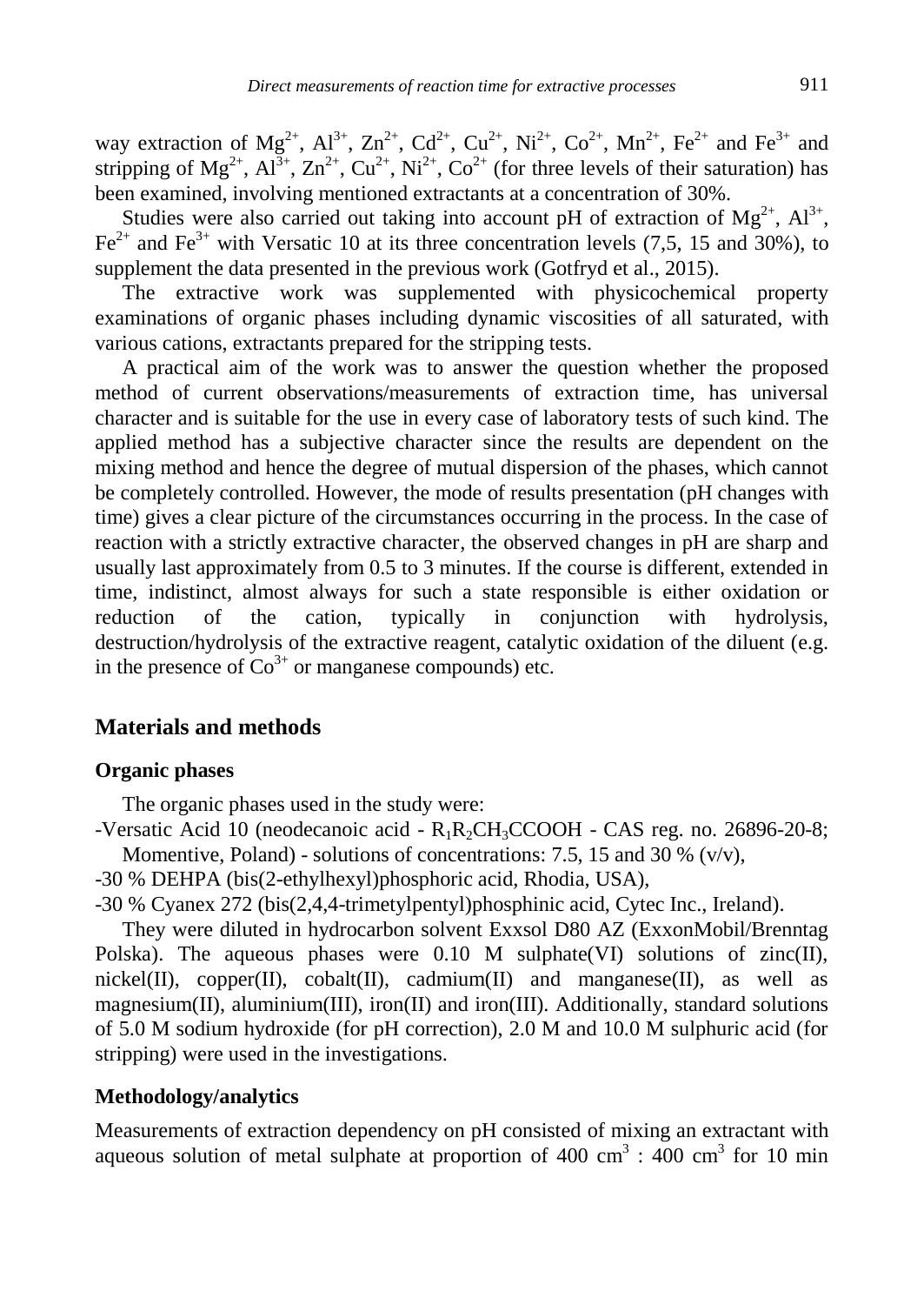way extraction of $Mg^{2+}$, $Al^{3+}$, $Zn^{2+}$, $Cd^{2+}$, $Cu^{2+}$, $Ni^{2+}$, $Co^{2+}$, $Mn^{2+}$, $Fe^{2+}$ and $Fe^{3+}$ and stripping of $Mg^{2+}$, $Al^{3+}$, $Zn^{2+}$, $Cu^{2+}$, $Ni^{2+}$, $Co^{2+}$ (for three levels of their saturation) has been examined, involving mentioned extractants at a concentration of 30%.

Studies were also carried out taking into account pH of extraction of $Mg^{2+}$, $Al^{3+}$, $Fe^{2+}$ and $Fe^{3+}$ with Versatic 10 at its three concentration levels (7,5, 15 and 30%), to supplement the data presented in the previous work (Gotfryd et al., 2015).

The extractive work was supplemented with physicochemical property examinations of organic phases including dynamic viscosities of all saturated, with various cations, extractants prepared for the stripping tests.

A practical aim of the work was to answer the question whether the proposed method of current observations/measurements of extraction time, has universal character and is suitable for the use in every case of laboratory tests of such kind. The applied method has a subjective character since the results are dependent on the mixing method and hence the degree of mutual dispersion of the phases, which cannot be completely controlled. However, the mode of results presentation (pH changes with time) gives a clear picture of the circumstances occurring in the process. In the case of reaction with a strictly extractive character, the observed changes in pH are sharp and usually last approximately from 0.5 to 3 minutes. If the course is different, extended in time, indistinct, almost always for such a state responsible is either oxidation or reduction of the cation, typically in conjunction with hydrolysis, destruction/hydrolysis of the extractive reagent, catalytic oxidation of the diluent (e.g. in the presence of $Co^{3+}$ or manganese compounds) etc.

## Materials and methods

### Organic phases

The organic phases used in the study were:

- Versatic Acid 10 (neodecanoic acid - $R_1R_2CH_3CCOOH$ - CAS reg. no. 26896-20-8; Momentive, Poland) - solutions of concentrations: 7.5, 15 and 30 % (v/v),
- 30 % DEHPA (bis(2-ethylhexyl)phosphoric acid, Rhodia, USA),
- 30 % Cyanex 272 (bis(2,4,4-trimetylpentyl)phosphinic acid, Cytec Inc., Ireland).

They were diluted in hydrocarbon solvent Exxsol D80 AZ (ExxonMobil/Brenntag Polska). The aqueous phases were 0.10 M sulphate(VI) solutions of zinc(II), nickel(II), copper(II), cobalt(II), cadmium(II) and manganese(II), as well as magnesium(II), aluminium(III), iron(II) and iron(III). Additionally, standard solutions of 5.0 M sodium hydroxide (for pH correction), 2.0 M and 10.0 M sulphuric acid (for stripping) were used in the investigations.

### Methodology/analytics

Measurements of extraction dependency on pH consisted of mixing an extractant with aqueous solution of metal sulphate at proportion of 400 $cm^3$ : 400 $cm^3$ for 10 min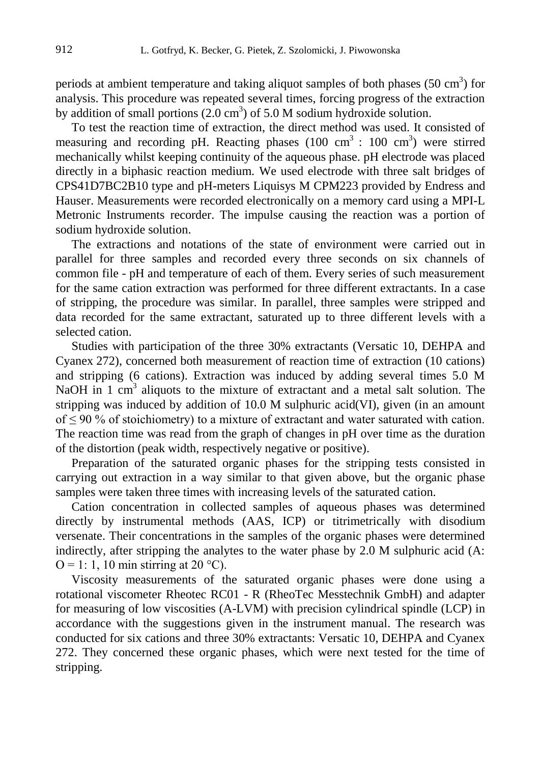periods at ambient temperature and taking aliquot samples of both phases (50 $cm^3$) for analysis. This procedure was repeated several times, forcing progress of the extraction by addition of small portions (2.0 $cm^3$) of 5.0 M sodium hydroxide solution.

To test the reaction time of extraction, the direct method was used. It consisted of measuring and recording pH. Reacting phases (100 $cm^3$ : 100 $cm^3$) were stirred mechanically whilst keeping continuity of the aqueous phase. pH electrode was placed directly in a biphasic reaction medium. We used electrode with three salt bridges of CPS41D7BC2B10 type and pH-meters Liquisys M CPM223 provided by Endress and Hauser. Measurements were recorded electronically on a memory card using a MPI-L Metronic Instruments recorder. The impulse causing the reaction was a portion of sodium hydroxide solution.

The extractions and notations of the state of environment were carried out in parallel for three samples and recorded every three seconds on six channels of common file - pH and temperature of each of them. Every series of such measurement for the same cation extraction was performed for three different extractants. In a case of stripping, the procedure was similar. In parallel, three samples were stripped and data recorded for the same extractant, saturated up to three different levels with a selected cation.

Studies with participation of the three 30% extractants (Versatic 10, DEHPA and Cyanex 272), concerned both measurement of reaction time of extraction (10 cations) and stripping (6 cations). Extraction was induced by adding several times 5.0 M NaOH in 1 $cm^3$ aliquots to the mixture of extractant and a metal salt solution. The stripping was induced by addition of 10.0 M sulphuric acid(VI), given (in an amount of ≤ 90 % of stoichiometry) to a mixture of extractant and water saturated with cation. The reaction time was read from the graph of changes in pH over time as the duration of the distortion (peak width, respectively negative or positive).

Preparation of the saturated organic phases for the stripping tests consisted in carrying out extraction in a way similar to that given above, but the organic phase samples were taken three times with increasing levels of the saturated cation.

Cation concentration in collected samples of aqueous phases was determined directly by instrumental methods (AAS, ICP) or titrimetrically with disodium versenate. Their concentrations in the samples of the organic phases were determined indirectly, after stripping the analytes to the water phase by 2.0 M sulphuric acid (A: O = 1: 1, 10 min stirring at 20 °C).

Viscosity measurements of the saturated organic phases were done using a rotational viscometer Rheotec RC01 - R (RheoTec Messtechnik GmbH) and adapter for measuring of low viscosities (A-LVM) with precision cylindrical spindle (LCP) in accordance with the suggestions given in the instrument manual. The research was conducted for six cations and three 30% extractants: Versatic 10, DEHPA and Cyanex 272. They concerned these organic phases, which were next tested for the time of stripping.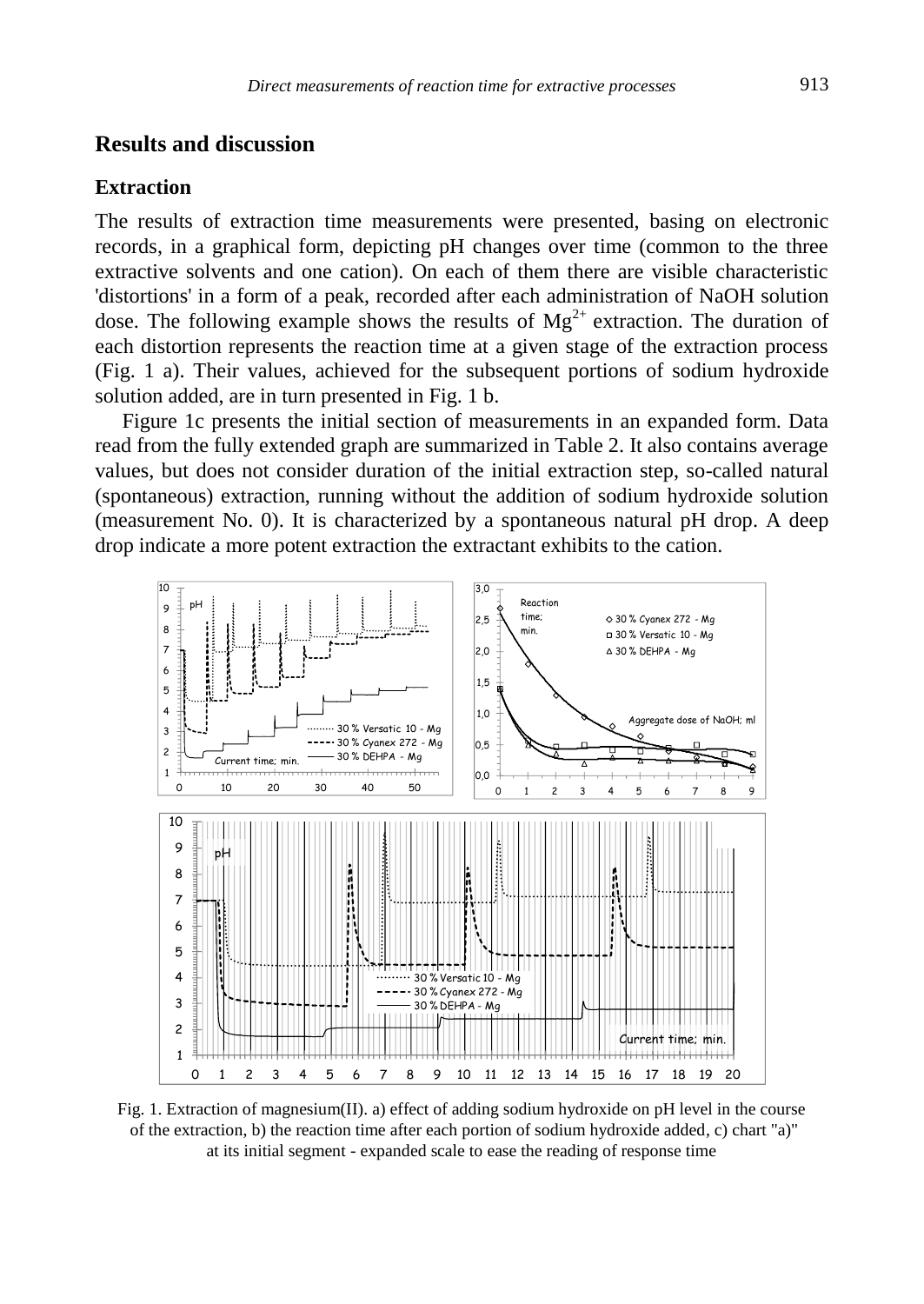## Results and discussion

### Extraction

The results of extraction time measurements were presented, basing on electronic records, in a graphical form, depicting pH changes over time (common to the three extractive solvents and one cation). On each of them there are visible characteristic 'distortions' in a form of a peak, recorded after each administration of NaOH solution dose. The following example shows the results of $Mg^{2+}$ extraction. The duration of each distortion represents the reaction time at a given stage of the extraction process (Fig. 1 a). Their values, achieved for the subsequent portions of sodium hydroxide solution added, are in turn presented in Fig. 1 b.

Figure 1c presents the initial section of measurements in an expanded form. Data read from the fully extended graph are summarized in Table 2. It also contains average values, but does not consider duration of the initial extraction step, so-called natural (spontaneous) extraction, running without the addition of sodium hydroxide solution (measurement No. 0). It is characterized by a spontaneous natural pH drop. A deep drop indicate a more potent extraction the extractant exhibits to the cation.

Fig. 1. Extraction of magnesium(II). a) effect of adding sodium hydroxide on pH level in the course of the extraction, b) the reaction time after each portion of sodium hydroxide added, c) chart "a)" at its initial segment - expanded scale to ease the reading of response time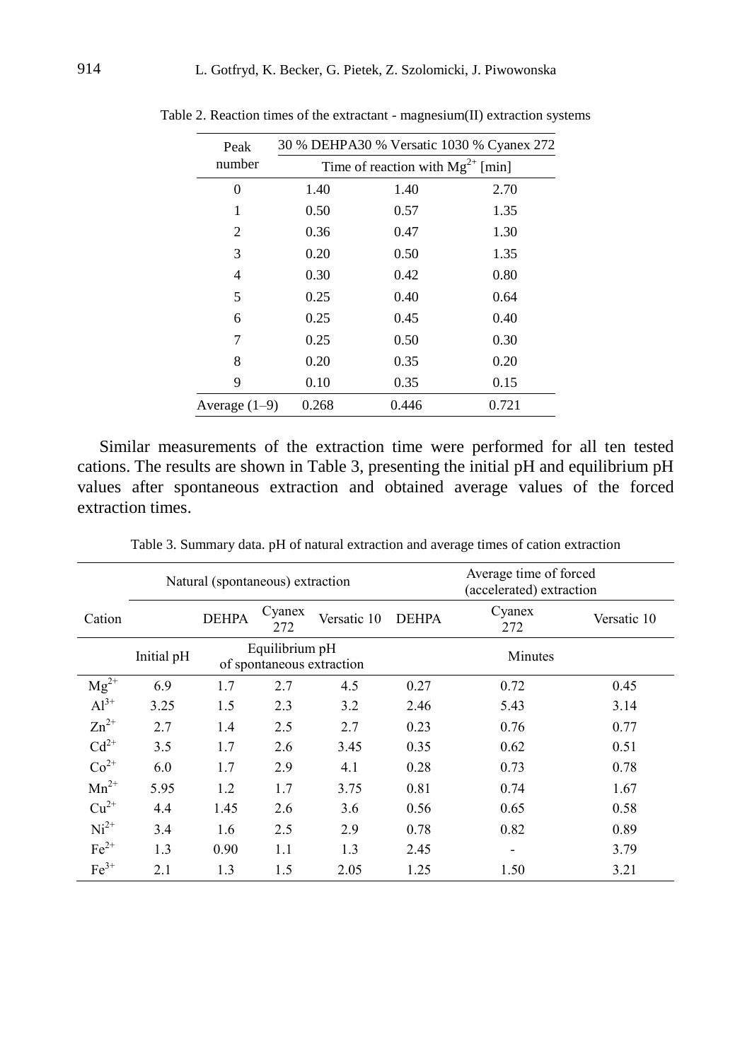Table 2. Reaction times of the extractant - magnesium(II) extraction systems

| Peak number | 30 % DEHPA | 30 % Versatic 10 | 30 % Cyanex 272 |
|---|---|---|---|
| | Time of reaction with $Mg^{2+}$ [min] | | |
| 0 | 1.40 | 1.40 | 2.70 |
| 1 | 0.50 | 0.57 | 1.35 |
| 2 | 0.36 | 0.47 | 1.30 |
| 3 | 0.20 | 0.50 | 1.35 |
| 4 | 0.30 | 0.42 | 0.80 |
| 5 | 0.25 | 0.40 | 0.64 |
| 6 | 0.25 | 0.45 | 0.40 |
| 7 | 0.25 | 0.50 | 0.30 |
| 8 | 0.20 | 0.35 | 0.20 |
| 9 | 0.10 | 0.35 | 0.15 |
| Average (1–9) | 0.268 | 0.446 | 0.721 |

Similar measurements of the extraction time were performed for all ten tested cations. The results are shown in Table 3, presenting the initial pH and equilibrium pH values after spontaneous extraction and obtained average values of the forced extraction times.

Table 3. Summary data. pH of natural extraction and average times of cation extraction

| Cation | Natural (spontaneous) extraction | | | | Average time of forced (accelerated) extraction | | |
|---|---|---|---|---|---|---|---|
| | | DEHPA | Cyanex 272 | Versatic 10 | DEHPA | Cyanex 272 | Versatic 10 |
| | Initial pH | Equilibrium pH of spontaneous extraction | | | Minutes | | |
| $Mg^{2+}$ | 6.9 | 1.7 | 2.7 | 4.5 | 0.27 | 0.72 | 0.45 |
| $Al^{3+}$ | 3.25 | 1.5 | 2.3 | 3.2 | 2.46 | 5.43 | 3.14 |
| $Zn^{2+}$ | 2.7 | 1.4 | 2.5 | 2.7 | 0.23 | 0.76 | 0.77 |
| $Cd^{2+}$ | 3.5 | 1.7 | 2.6 | 3.45 | 0.35 | 0.62 | 0.51 |
| $Co^{2+}$ | 6.0 | 1.7 | 2.9 | 4.1 | 0.28 | 0.73 | 0.78 |
| $Mn^{2+}$ | 5.95 | 1.2 | 1.7 | 3.75 | 0.81 | 0.74 | 1.67 |
| $Cu^{2+}$ | 4.4 | 1.45 | 2.6 | 3.6 | 0.56 | 0.65 | 0.58 |
| $Ni^{2+}$ | 3.4 | 1.6 | 2.5 | 2.9 | 0.78 | 0.82 | 0.89 |
| $Fe^{2+}$ | 1.3 | 0.90 | 1.1 | 1.3 | 2.45 | - | 3.79 |
| $Fe^{3+}$ | 2.1 | 1.3 | 1.5 | 2.05 | 1.25 | 1.50 | 3.21 |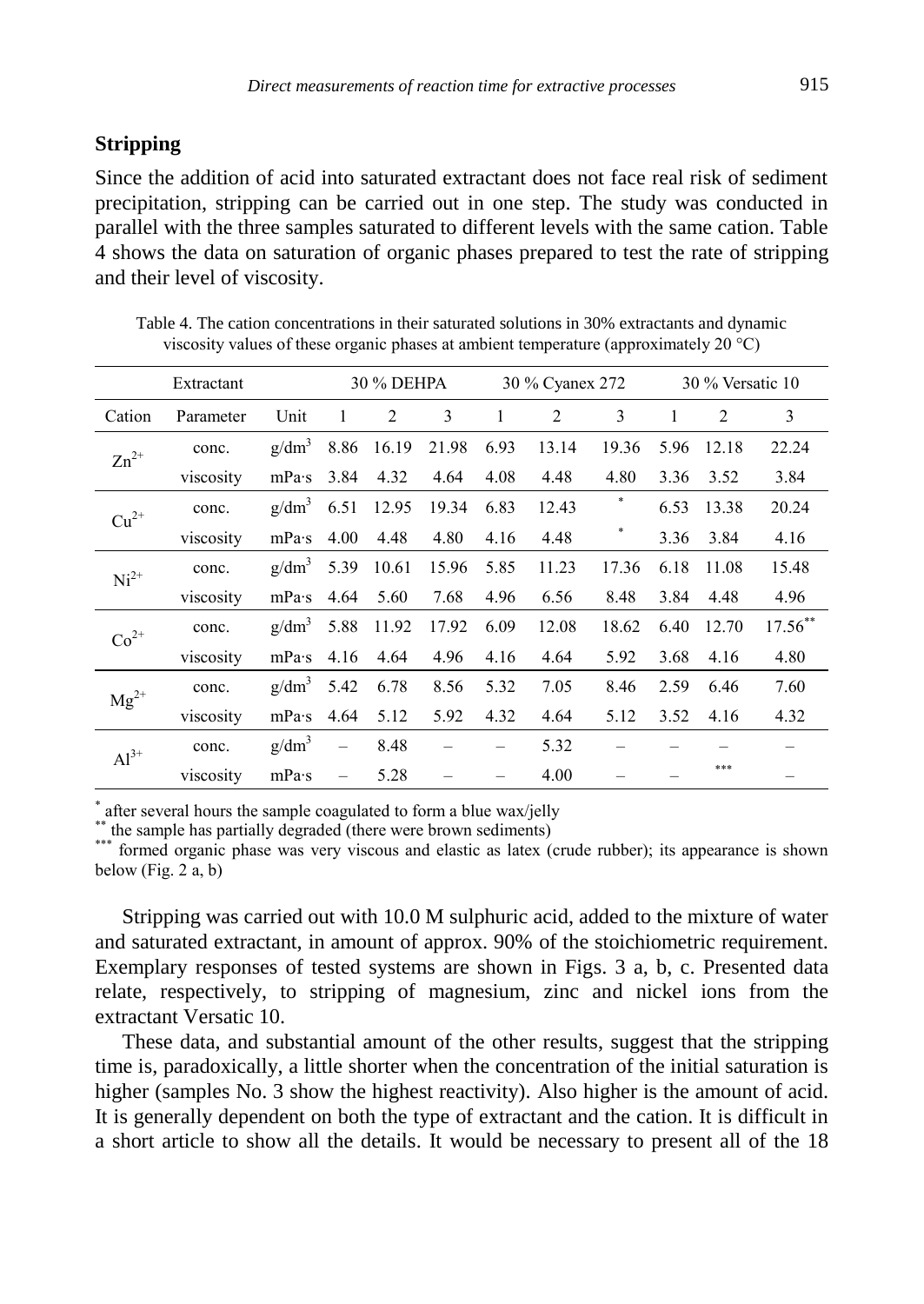## Stripping

Since the addition of acid into saturated extractant does not face real risk of sediment precipitation, stripping can be carried out in one step. The study was conducted in parallel with the three samples saturated to different levels with the same cation. Table 4 shows the data on saturation of organic phases prepared to test the rate of stripping and their level of viscosity.

Table 4. The cation concentrations in their saturated solutions in 30% extractants and dynamic viscosity values of these organic phases at ambient temperature (approximately 20 °C)

| | Extractant | | 30 % DEHPA | | | 30 % Cyanex 272 | | | 30 % Versatic 10 | | |
|---|---|---|---|---|---|---|---|---|---|---|---|
| Cation | Parameter | Unit | 1 | 2 | 3 | 1 | 2 | 3 | 1 | 2 | 3 |
| $Zn^{2+}$ | conc. | g/dm$^3$ | 8.86 | 16.19 | 21.98 | 6.93 | 13.14 | 19.36 | 5.96 | 12.18 | 22.24 |
| | viscosity | mPa·s | 3.84 | 4.32 | 4.64 | 4.08 | 4.48 | 4.80 | 3.36 | 3.52 | 3.84 |
| $Cu^{2+}$ | conc. | g/dm$^3$ | 6.51 | 12.95 | 19.34 | 6.83 | 12.43 | * | 6.53 | 13.38 | 20.24 |
| | viscosity | mPa·s | 4.00 | 4.48 | 4.80 | 4.16 | 4.48 | * | 3.36 | 3.84 | 4.16 |
| $Ni^{2+}$ | conc. | g/dm$^3$ | 5.39 | 10.61 | 15.96 | 5.85 | 11.23 | 17.36 | 6.18 | 11.08 | 15.48 |
| | viscosity | mPa·s | 4.64 | 5.60 | 7.68 | 4.96 | 6.56 | 8.48 | 3.84 | 4.48 | 4.96 |
| $Co^{2+}$ | conc. | g/dm$^3$ | 5.88 | 11.92 | 17.92 | 6.09 | 12.08 | 18.62 | 6.40 | 12.70 | 17.56** |
| | viscosity | mPa·s | 4.16 | 4.64 | 4.96 | 4.16 | 4.64 | 5.92 | 3.68 | 4.16 | 4.80 |
| $Mg^{2+}$ | conc. | g/dm$^3$ | 5.42 | 6.78 | 8.56 | 5.32 | 7.05 | 8.46 | 2.59 | 6.46 | 7.60 |
| | viscosity | mPa·s | 4.64 | 5.12 | 5.92 | 4.32 | 4.64 | 5.12 | 3.52 | 4.16 | 4.32 |
| $Al^{3+}$ | conc. | g/dm$^3$ | – | 8.48 | – | – | 5.32 | – | – | – | – |
| | viscosity | mPa·s | – | 5.28 | – | – | 4.00 | – | – | *** | – |

\* after several hours the sample coagulated to form a blue wax/jelly
\** the sample has partially degraded (there were brown sediments)
\*** formed organic phase was very viscous and elastic as latex (crude rubber); its appearance is shown below (Fig. 2 a, b)

Stripping was carried out with 10.0 M sulphuric acid, added to the mixture of water and saturated extractant, in amount of approx. 90% of the stoichiometric requirement. Exemplary responses of tested systems are shown in Figs. 3 a, b, c. Presented data relate, respectively, to stripping of magnesium, zinc and nickel ions from the extractant Versatic 10.

These data, and substantial amount of the other results, suggest that the stripping time is, paradoxically, a little shorter when the concentration of the initial saturation is higher (samples No. 3 show the highest reactivity). Also higher is the amount of acid. It is generally dependent on both the type of extractant and the cation. It is difficult in a short article to show all the details. It would be necessary to present all of the 18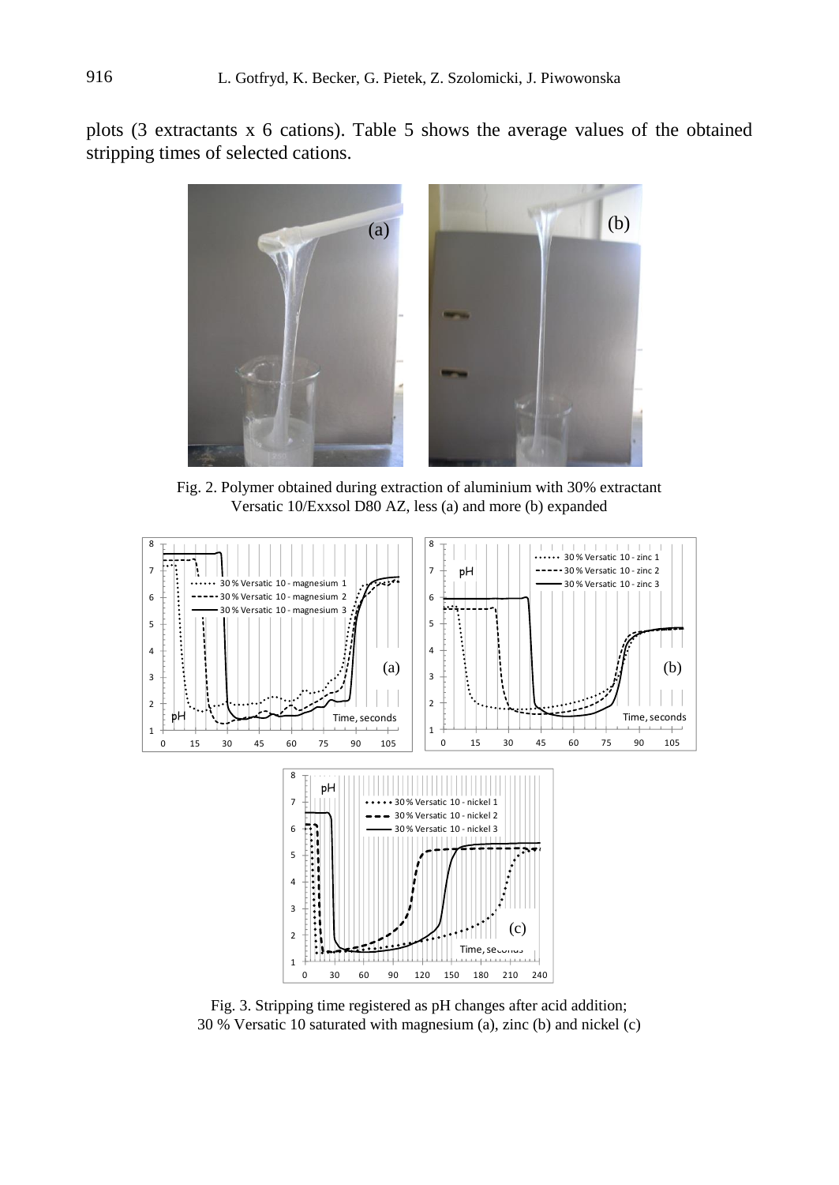plots (3 extractants x 6 cations). Table 5 shows the average values of the obtained stripping times of selected cations.

Fig. 2. Polymer obtained during extraction of aluminium with 30% extractant Versatic 10/Exxsol D80 AZ, less (a) and more (b) expanded

Fig. 3. Stripping time registered as pH changes after acid addition; 30 % Versatic 10 saturated with magnesium (a), zinc (b) and nickel (c)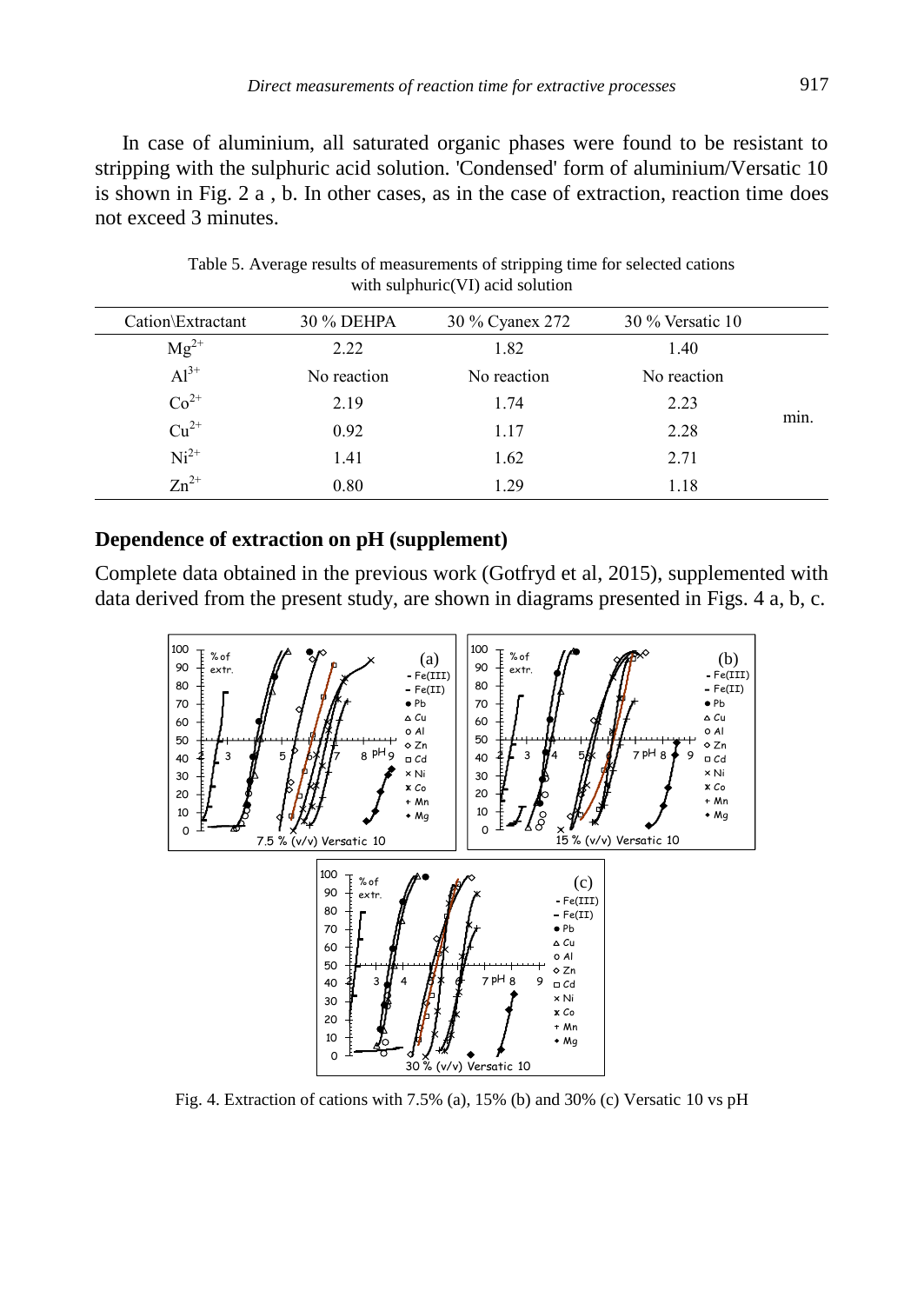In case of aluminium, all saturated organic phases were found to be resistant to stripping with the sulphuric acid solution. 'Condensed' form of aluminium/Versatic 10 is shown in Fig. 2 a , b. In other cases, as in the case of extraction, reaction time does not exceed 3 minutes.

Table 5. Average results of measurements of stripping time for selected cations with sulphuric(VI) acid solution

| Cation\Extractant | 30 % DEHPA | 30 % Cyanex 272 | 30 % Versatic 10 | |
|---|---|---|---|---|
| $Mg^{2+}$ | 2.22 | 1.82 | 1.40 | |
| $Al^{3+}$ | No reaction | No reaction | No reaction | |
| $Co^{2+}$ | 2.19 | 1.74 | 2.23 | min. |
| $Cu^{2+}$ | 0.92 | 1.17 | 2.28 | |
| $Ni^{2+}$ | 1.41 | 1.62 | 2.71 | |
| $Zn^{2+}$ | 0.80 | 1.29 | 1.18 | |

## Dependence of extraction on pH (supplement)

Complete data obtained in the previous work (Gotfryd et al, 2015), supplemented with data derived from the present study, are shown in diagrams presented in Figs. 4 a, b, c.

Fig. 4. Extraction of cations with 7.5% (a), 15% (b) and 30% (c) Versatic 10 vs pH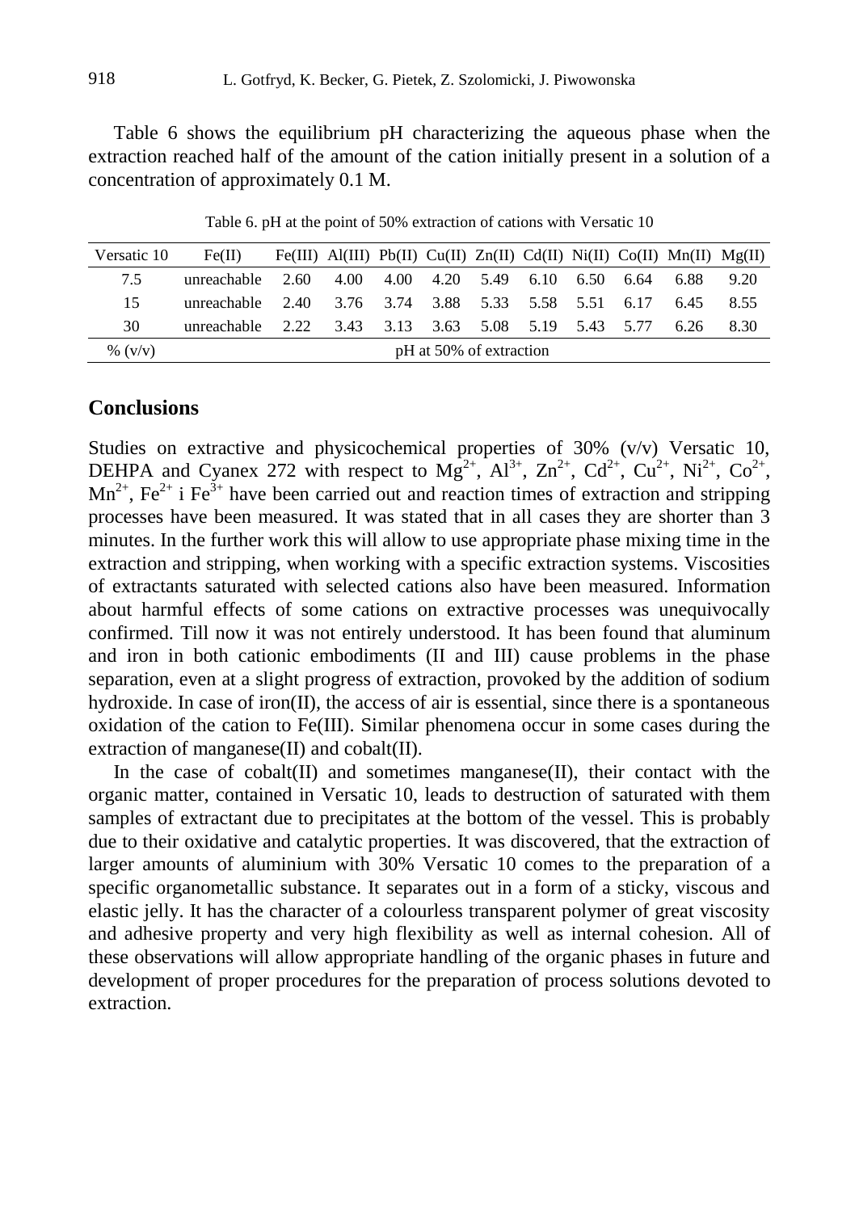Table 6 shows the equilibrium pH characterizing the aqueous phase when the extraction reached half of the amount of the cation initially present in a solution of a concentration of approximately 0.1 M.

Table 6. pH at the point of 50% extraction of cations with Versatic 10

| Versatic 10 | Fe(II) | Fe(III) | Al(III) | Pb(II) | Cu(II) | Zn(II) | Cd(II) | Ni(II) | Co(II) | Mn(II) | Mg(II) |
|---|---|---|---|---|---|---|---|---|---|---|---|
| 7.5 | unreachable | 2.60 | 4.00 | 4.00 | 4.20 | 5.49 | 6.10 | 6.50 | 6.64 | 6.88 | 9.20 |
| 15 | unreachable | 2.40 | 3.76 | 3.74 | 3.88 | 5.33 | 5.58 | 5.51 | 6.17 | 6.45 | 8.55 |
| 30 | unreachable | 2.22 | 3.43 | 3.13 | 3.63 | 5.08 | 5.19 | 5.43 | 5.77 | 6.26 | 8.30 |
| % (v/v) | pH at 50% of extraction | | | | | | | | | | |

## Conclusions

Studies on extractive and physicochemical properties of 30% (v/v) Versatic 10, DEHPA and Cyanex 272 with respect to $Mg^{2+}$, $Al^{3+}$, $Zn^{2+}$, $Cd^{2+}$, $Cu^{2+}$, $Ni^{2+}$, $Co^{2+}$, $Mn^{2+}$, $Fe^{2+}$ i $Fe^{3+}$ have been carried out and reaction times of extraction and stripping processes have been measured. It was stated that in all cases they are shorter than 3 minutes. In the further work this will allow to use appropriate phase mixing time in the extraction and stripping, when working with a specific extraction systems. Viscosities of extractants saturated with selected cations also have been measured. Information about harmful effects of some cations on extractive processes was unequivocally confirmed. Till now it was not entirely understood. It has been found that aluminum and iron in both cationic embodiments (II and III) cause problems in the phase separation, even at a slight progress of extraction, provoked by the addition of sodium hydroxide. In case of iron(II), the access of air is essential, since there is a spontaneous oxidation of the cation to Fe(III). Similar phenomena occur in some cases during the extraction of manganese(II) and cobalt(II).

In the case of cobalt(II) and sometimes manganese(II), their contact with the organic matter, contained in Versatic 10, leads to destruction of saturated with them samples of extractant due to precipitates at the bottom of the vessel. This is probably due to their oxidative and catalytic properties. It was discovered, that the extraction of larger amounts of aluminium with 30% Versatic 10 comes to the preparation of a specific organometallic substance. It separates out in a form of a sticky, viscous and elastic jelly. It has the character of a colourless transparent polymer of great viscosity and adhesive property and very high flexibility as well as internal cohesion. All of these observations will allow appropriate handling of the organic phases in future and development of proper procedures for the preparation of process solutions devoted to extraction.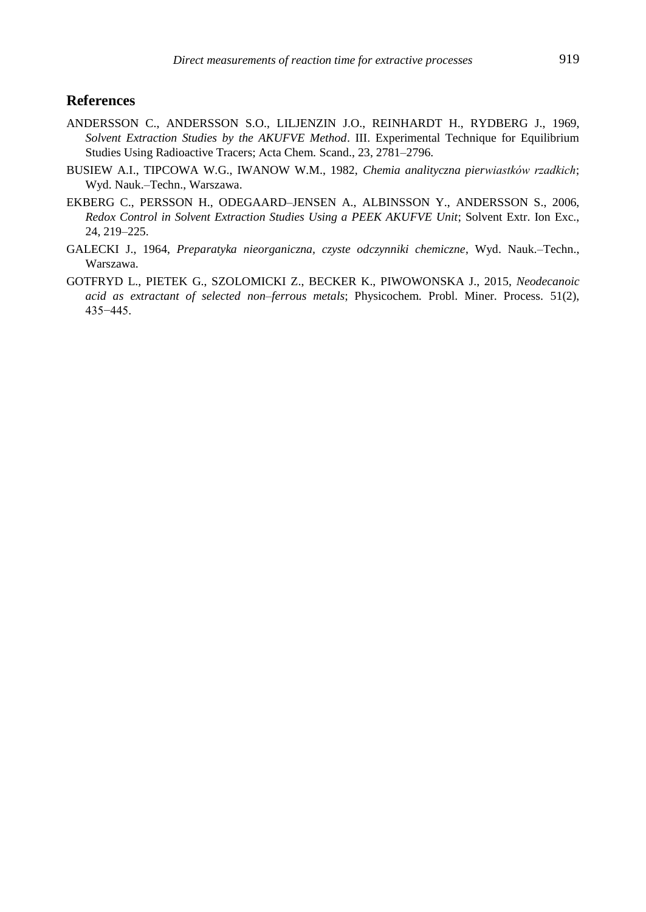## References

ANDERSSON C., ANDERSSON S.O., LILJENZIN J.O., REINHARDT H., RYDBERG J., 1969, *Solvent Extraction Studies by the AKUFVE Method*. III. Experimental Technique for Equilibrium Studies Using Radioactive Tracers; Acta Chem. Scand., 23, 2781–2796.

BUSIEW A.I., TIPCOWA W.G., IWANOW W.M., 1982, *Chemia analityczna pierwiastków rzadkich*; Wyd. Nauk.–Techn., Warszawa.

EKBERG C., PERSSON H., ODEGAARD–JENSEN A., ALBINSSON Y., ANDERSSON S., 2006, *Redox Control in Solvent Extraction Studies Using a PEEK AKUFVE Unit*; Solvent Extr. Ion Exc., 24, 219–225.

GALECKI J., 1964, *Preparatyka nieorganiczna, czyste odczynniki chemiczne*, Wyd. Nauk.–Techn., Warszawa.

GOTFRYD L., PIETEK G., SZOLOMICKI Z., BECKER K., PIWOWONSKA J., 2015, *Neodecanoic acid as extractant of selected non–ferrous metals*; Physicochem. Probl. Miner. Process. 51(2), 435−445.